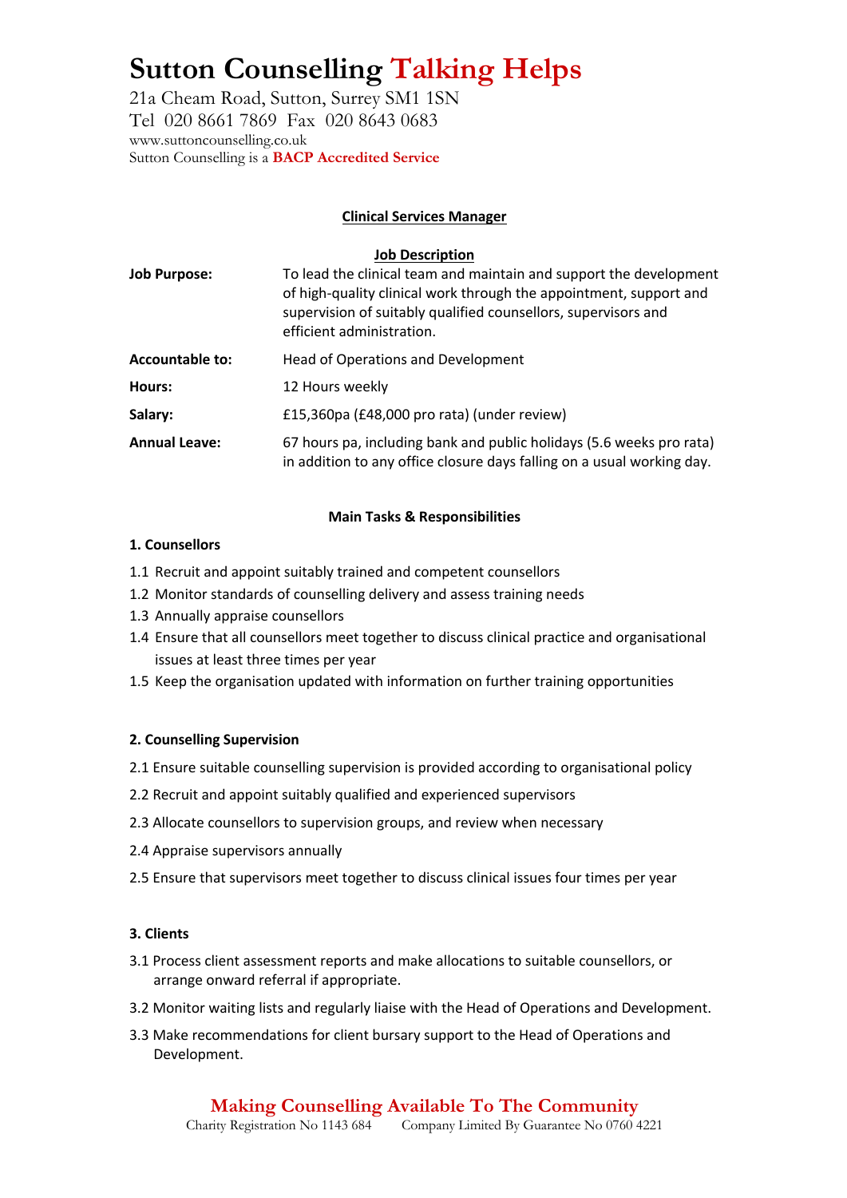# Sutton Counselling Talking Helps

21a Cheam Road, Sutton, Surrey SM1 1SN
Tel 020 8661 7869 Fax 020 8643 0683
www.suttoncounselling.co.uk
Sutton Counselling is a **BACP Accredited Service**

## Clinical Services Manager

### Job Description

| | |
|---|---|
| **Job Purpose:** | To lead the clinical team and maintain and support the development of high-quality clinical work through the appointment, support and supervision of suitably qualified counsellors, supervisors and efficient administration. |
| **Accountable to:** | Head of Operations and Development |
| **Hours:** | 12 Hours weekly |
| **Salary:** | £15,360pa (£48,000 pro rata) (under review) |
| **Annual Leave:** | 67 hours pa, including bank and public holidays (5.6 weeks pro rata) in addition to any office closure days falling on a usual working day. |

### Main Tasks & Responsibilities

**1. Counsellors**

1.1 Recruit and appoint suitably trained and competent counsellors

1.2 Monitor standards of counselling delivery and assess training needs

1.3 Annually appraise counsellors

1.4 Ensure that all counsellors meet together to discuss clinical practice and organisational issues at least three times per year

1.5 Keep the organisation updated with information on further training opportunities

**2. Counselling Supervision**

2.1 Ensure suitable counselling supervision is provided according to organisational policy

2.2 Recruit and appoint suitably qualified and experienced supervisors

2.3 Allocate counsellors to supervision groups, and review when necessary

2.4 Appraise supervisors annually

2.5 Ensure that supervisors meet together to discuss clinical issues four times per year

**3. Clients**

3.1 Process client assessment reports and make allocations to suitable counsellors, or arrange onward referral if appropriate.

3.2 Monitor waiting lists and regularly liaise with the Head of Operations and Development.

3.3 Make recommendations for client bursary support to the Head of Operations and Development.

**Making Counselling Available To The Community**
Charity Registration No 1143 684 Company Limited By Guarantee No 0760 4221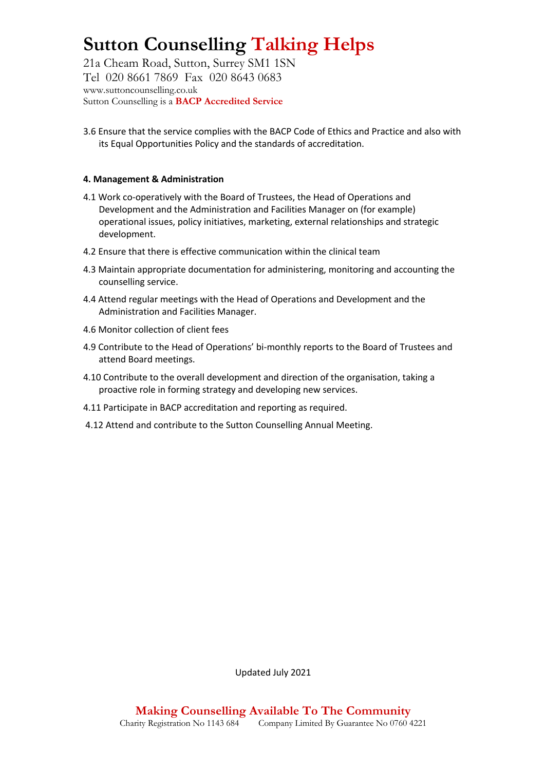3.6 Ensure that the service complies with the BACP Code of Ethics and Practice and also with its Equal Opportunities Policy and the standards of accreditation.

**4. Management & Administration**

4.1 Work co-operatively with the Board of Trustees, the Head of Operations and Development and the Administration and Facilities Manager on (for example) operational issues, policy initiatives, marketing, external relationships and strategic development.

4.2 Ensure that there is effective communication within the clinical team

4.3 Maintain appropriate documentation for administering, monitoring and accounting the counselling service.

4.4 Attend regular meetings with the Head of Operations and Development and the Administration and Facilities Manager.

4.6 Monitor collection of client fees

4.9 Contribute to the Head of Operations' bi-monthly reports to the Board of Trustees and attend Board meetings.

4.10 Contribute to the overall development and direction of the organisation, taking a proactive role in forming strategy and developing new services.

4.11 Participate in BACP accreditation and reporting as required.

4.12 Attend and contribute to the Sutton Counselling Annual Meeting.

Updated July 2021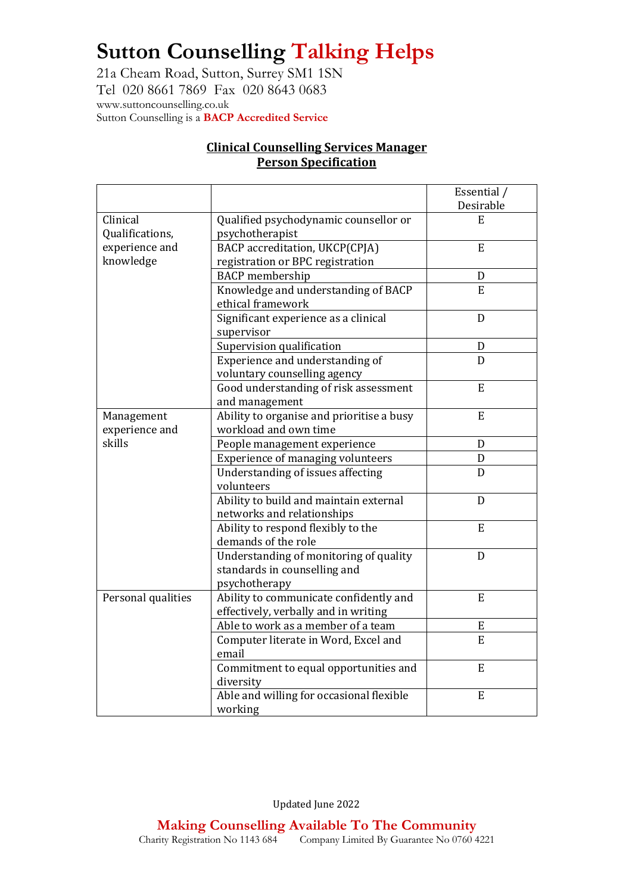# Sutton Counselling Talking Helps

21a Cheam Road, Sutton, Surrey SM1 1SN
Tel 020 8661 7869 Fax 020 8643 0683
www.suttoncounselling.co.uk
Sutton Counselling is a **BACP Accredited Service**

## Clinical Counselling Services Manager
## Person Specification

| | | Essential / Desirable |
|---|---|---|
| Clinical Qualifications, experience and knowledge | Qualified psychodynamic counsellor or psychotherapist | E |
| | BACP accreditation, UKCP(CPJA) registration or BPC registration | E |
| | BACP membership | D |
| | Knowledge and understanding of BACP ethical framework | E |
| | Significant experience as a clinical supervisor | D |
| | Supervision qualification | D |
| | Experience and understanding of voluntary counselling agency | D |
| | Good understanding of risk assessment and management | E |
| Management experience and skills | Ability to organise and prioritise a busy workload and own time | E |
| | People management experience | D |
| | Experience of managing volunteers | D |
| | Understanding of issues affecting volunteers | D |
| | Ability to build and maintain external networks and relationships | D |
| | Ability to respond flexibly to the demands of the role | E |
| | Understanding of monitoring of quality standards in counselling and psychotherapy | D |
| Personal qualities | Ability to communicate confidently and effectively, verbally and in writing | E |
| | Able to work as a member of a team | E |
| | Computer literate in Word, Excel and email | E |
| | Commitment to equal opportunities and diversity | E |
| | Able and willing for occasional flexible working | E |

Updated June 2022

**Making Counselling Available To The Community**

Charity Registration No 1143 684 Company Limited By Guarantee No 0760 4221